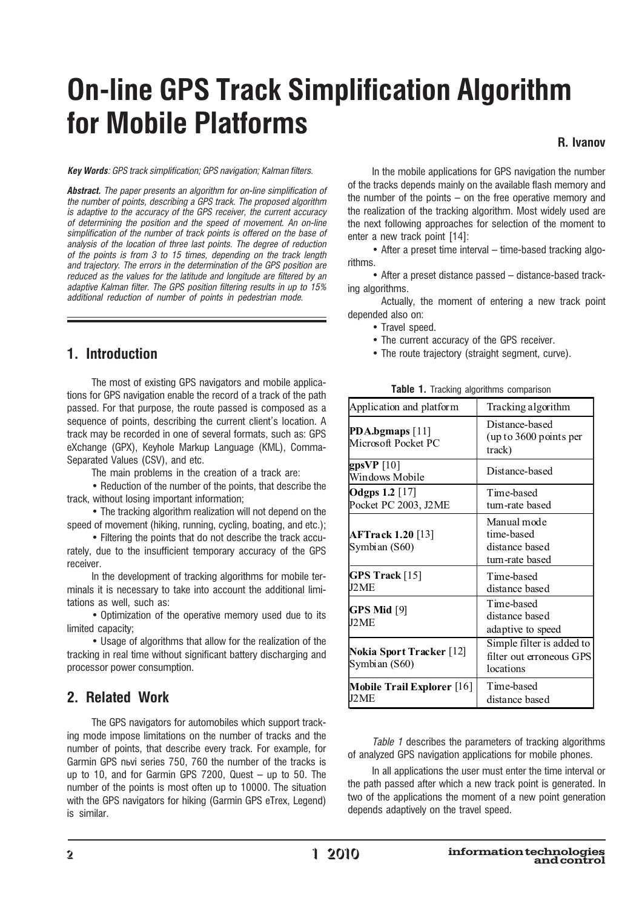# On-line GPS Track Simplification Algorithm for Mobile Platforms

**R. Ivanov**

***Key Words**: GPS track simplification; GPS navigation; Kalman filters.*

***Abstract.** The paper presents an algorithm for on-line simplification of the number of points, describing a GPS track. The proposed algorithm is adaptive to the accuracy of the GPS receiver, the current accuracy of determining the position and the speed of movement. An on-line simplification of the number of track points is offered on the base of analysis of the location of three last points. The degree of reduction of the points is from 3 to 15 times, depending on the track length and trajectory. The errors in the determination of the GPS position are reduced as the values for the latitude and longitude are filtered by an adaptive Kalman filter. The GPS position filtering results in up to 15% additional reduction of number of points in pedestrian mode.*

## 1. Introduction

The most of existing GPS navigators and mobile applications for GPS navigation enable the record of a track of the path passed. For that purpose, the route passed is composed as a sequence of points, describing the current client's location. A track may be recorded in one of several formats, such as: GPS eXchange (GPX), Keyhole Markup Language (KML), Comma-Separated Values (CSV), and etc.

The main problems in the creation of a track are:

- Reduction of the number of the points, that describe the track, without losing important information;
- The tracking algorithm realization will not depend on the speed of movement (hiking, running, cycling, boating, and etc.);
- Filtering the points that do not describe the track accurately, due to the insufficient temporary accuracy of the GPS receiver.

In the development of tracking algorithms for mobile terminals it is necessary to take into account the additional limitations as well, such as:

- Optimization of the operative memory used due to its limited capacity;
- Usage of algorithms that allow for the realization of the tracking in real time without significant battery discharging and processor power consumption.

## 2. Related Work

The GPS navigators for automobiles which support tracking mode impose limitations on the number of tracks and the number of points, that describe every track. For example, for Garmin GPS nьvi series 750, 760 the number of the tracks is up to 10, and for Garmin GPS 7200, Quest – up to 50. The number of the points is most often up to 10000. The situation with the GPS navigators for hiking (Garmin GPS eTrex, Legend) is similar.

In the mobile applications for GPS navigation the number of the tracks depends mainly on the available flash memory and the number of the points – on the free operative memory and the realization of the tracking algorithm. Most widely used are the next following approaches for selection of the moment to enter a new track point [14]:

- After a preset time interval – time-based tracking algorithms.
- After a preset distance passed – distance-based tracking algorithms.

Actually, the moment of entering a new track point depended also on:

- Travel speed.
- The current accuracy of the GPS receiver.
- The route trajectory (straight segment, curve).

**Table 1.** Tracking algorithms comparison

| Application and platform | Tracking algorithm |
|---|---|
| **PDA.bgmaps** [11] Microsoft Pocket PC | Distance-based (up to 3600 points per track) |
| **gpsVP** [10] Windows Mobile | Distance-based |
| **Odgps 1.2** [17] Pocket PC 2003, J2ME | Time-based turn-rate based |
| **AFTrack 1.20** [13] Symbian (S60) | Manual mode time-based distance based turn-rate based |
| **GPS Track** [15] J2ME | Time-based distance based |
| **GPS Mid** [9] J2ME | Time-based distance based adaptive to speed |
| **Nokia Sport Tracker** [12] Symbian (S60) | Simple filter is added to filter out erroneous GPS locations |
| **Mobile Trail Explorer** [16] J2ME | Time-based distance based |

*Table 1* describes the parameters of tracking algorithms of analyzed GPS navigation applications for mobile phones.

In all applications the user must enter the time interval or the path passed after which a new track point is generated. In two of the applications the moment of a new point generation depends adaptively on the travel speed.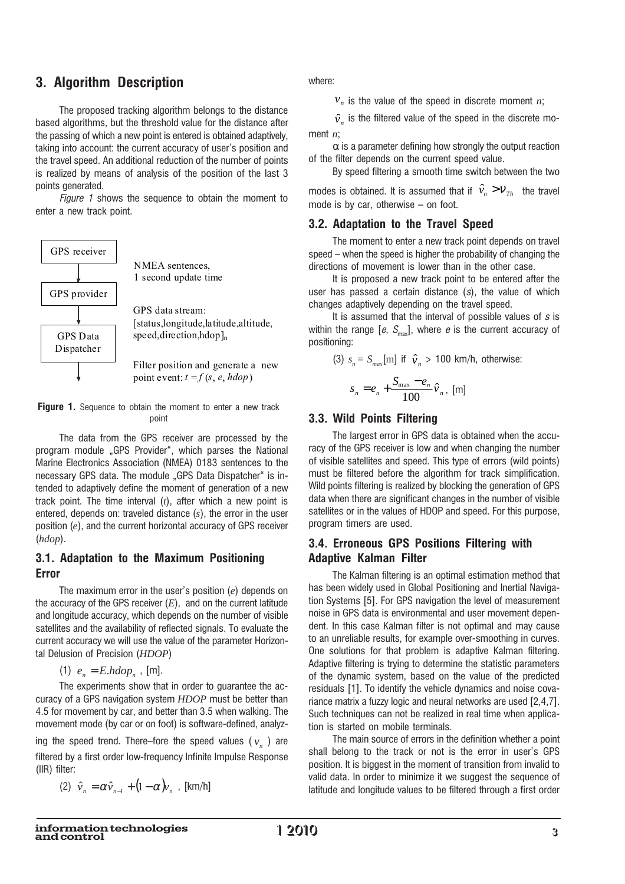## 3. Algorithm Description

The proposed tracking algorithm belongs to the distance based algorithms, but the threshold value for the distance after the passing of which a new point is entered is obtained adaptively, taking into account: the current accuracy of user's position and the travel speed. An additional reduction of the number of points is realized by means of analysis of the position of the last 3 points generated.

*Figure 1* shows the sequence to obtain the moment to enter a new track point.

```
GPS receiver
     |          NMEA sentences,
     v          1 second update time
GPS provider
     |          GPS data stream:
     v          [status,longitude,latitude,altitude,
GPS Data        speed,direction,hdop]n
Dispatcher
     |          Filter position and generate a new
     v          point event: t = f (s, e, hdop)
```

**Figure 1.** Sequence to obtain the moment to enter a new track point

The data from the GPS receiver are processed by the program module „GPS Provider", which parses the National Marine Electronics Association (NMEA) 0183 sentences to the necessary GPS data. The module „GPS Data Dispatcher" is intended to adaptively define the moment of generation of a new track point. The time interval ($t$), after which a new point is entered, depends on: traveled distance ($s$), the error in the user position ($e$), and the current horizontal accuracy of GPS receiver ($hdop$).

### 3.1. Adaptation to the Maximum Positioning Error

The maximum error in the user's position ($e$) depends on the accuracy of the GPS receiver ($E$), and on the current latitude and longitude accuracy, which depends on the number of visible satellites and the availability of reflected signals. To evaluate the current accuracy we will use the value of the parameter Horizontal Delusion of Precision ($HDOP$)

(1) $e_n = E.hdop_n$ , [m].

The experiments show that in order to guarantee the accuracy of a GPS navigation system $HDOP$ must be better than 4.5 for movement by car, and better than 3.5 when walking. The movement mode (by car or on foot) is software-defined, analyzing the speed trend. There–fore the speed values ( $v_n$ ) are filtered by a first order low-frequency Infinite Impulse Response (IIR) filter:

(2) $\hat{v}_n = \alpha\hat{v}_{n-1} + (1-\alpha)v_n$ , [km/h]

where:

$v_n$ is the value of the speed in discrete moment $n$;

$\hat{v}_n$ is the filtered value of the speed in the discrete moment $n$;

$\alpha$ is a parameter defining how strongly the output reaction of the filter depends on the current speed value.

By speed filtering a smooth time switch between the two modes is obtained. It is assumed that if $\hat{v}_n > v_{Th}$ the travel mode is by car, otherwise – on foot.

### 3.2. Adaptation to the Travel Speed

The moment to enter a new track point depends on travel speed – when the speed is higher the probability of changing the directions of movement is lower than in the other case.

It is proposed a new track point to be entered after the user has passed a certain distance ($s$), the value of which changes adaptively depending on the travel speed.

It is assumed that the interval of possible values of $s$ is within the range [$e$, $S_{max}$], where $e$ is the current accuracy of positioning:

(3) $s_n = S_{max}$[m] if $\hat{v}_n$ > 100 km/h, otherwise:

$$s_n = e_n + \frac{S_{\max} - e_n}{100}\hat{v}_n, \text{ [m]}$$

### 3.3. Wild Points Filtering

The largest error in GPS data is obtained when the accuracy of the GPS receiver is low and when changing the number of visible satellites and speed. This type of errors (wild points) must be filtered before the algorithm for track simplification. Wild points filtering is realized by blocking the generation of GPS data when there are significant changes in the number of visible satellites or in the values of HDOP and speed. For this purpose, program timers are used.

### 3.4. Erroneous GPS Positions Filtering with Adaptive Kalman Filter

The Kalman filtering is an optimal estimation method that has been widely used in Global Positioning and Inertial Navigation Systems [5]. For GPS navigation the level of measurement noise in GPS data is environmental and user movement dependent. In this case Kalman filter is not optimal and may cause to an unreliable results, for example over-smoothing in curves. One solutions for that problem is adaptive Kalman filtering. Adaptive filtering is trying to determine the statistic parameters of the dynamic system, based on the value of the predicted residuals [1]. To identify the vehicle dynamics and noise covariance matrix a fuzzy logic and neural networks are used [2,4,7]. Such techniques can not be realized in real time when application is started on mobile terminals.

The main source of errors in the definition whether a point shall belong to the track or not is the error in user's GPS position. It is biggest in the moment of transition from invalid to valid data. In order to minimize it we suggest the sequence of latitude and longitude values to be filtered through a first order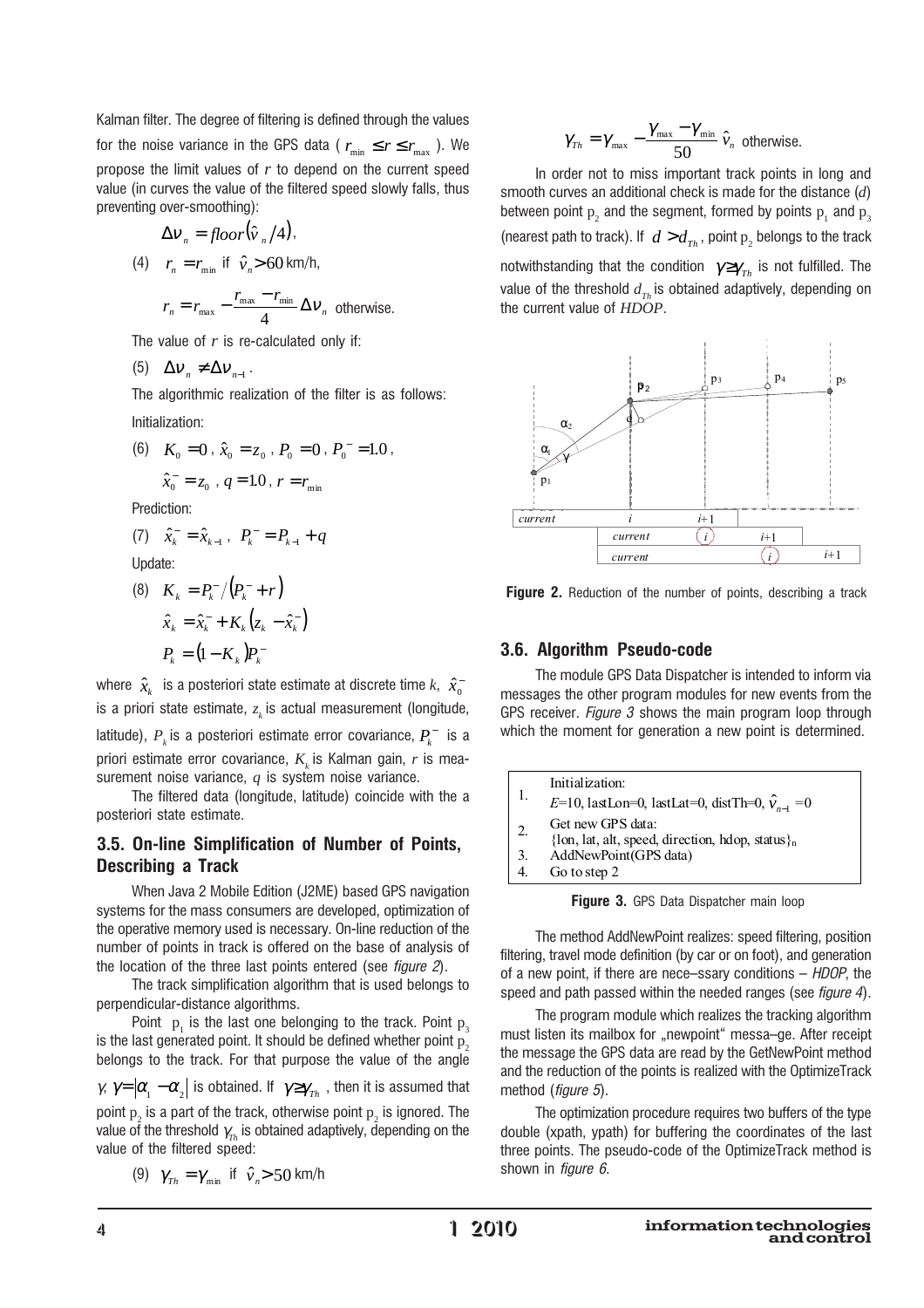Kalman filter. The degree of filtering is defined through the values for the noise variance in the GPS data ( $r_{\min} \le r \le r_{\max}$ ). We propose the limit values of $r$ to depend on the current speed value (in curves the value of the filtered speed slowly falls, thus preventing over-smoothing):

$$\Delta v_n = floor(\hat{v}_n / 4),$$

(4) $r_n = r_{\min}$ if $\hat{v}_n > 60$ km/h,

$$r_n = r_{\max} - \frac{r_{\max} - r_{\min}}{4} \Delta v_n \text{ otherwise.}$$

The value of $r$ is re-calculated only if:

(5) $\Delta v_n \ne \Delta v_{n-1}$.

The algorithmic realization of the filter is as follows:

Initialization:

(6) $K_0 = 0$, $\hat{x}_0 = z_0$, $P_0 = 0$, $P_0^- = 1.0$,

$\hat{x}_0^- = z_0$, $q = 1.0$, $r = r_{\min}$

Prediction:

(7) $\hat{x}_k^- = \hat{x}_{k-1}$, $P_k^- = P_{k-1} + q$

Update:

(8) $K_k = P_k^- / (P_k^- + r)$

$$\hat{x}_k = \hat{x}_k^- + K_k (z_k - \hat{x}_k^-)$$

$$P_k = (1 - K_k) P_k^-$$

where $\hat{x}_k$ is a posteriori state estimate at discrete time $k$, $\hat{x}_0^-$ is a priori state estimate, $z_k$ is actual measurement (longitude, latitude), $P_k$ is a posteriori estimate error covariance, $P_k^-$ is a priori estimate error covariance, $K_k$ is Kalman gain, $r$ is measurement noise variance, $q$ is system noise variance.

The filtered data (longitude, latitude) coincide with the a posteriori state estimate.

### 3.5. On-line Simplification of Number of Points, Describing a Track

When Java 2 Mobile Edition (J2ME) based GPS navigation systems for the mass consumers are developed, optimization of the operative memory used is necessary. On-line reduction of the number of points in track is offered on the base of analysis of the location of the three last points entered (see *figure 2*).

The track simplification algorithm that is used belongs to perpendicular-distance algorithms.

Point $p_1$ is the last one belonging to the track. Point $p_3$ is the last generated point. It should be defined whether point $p_2$ belongs to the track. For that purpose the value of the angle $\gamma$, $\gamma = |\alpha_1 - \alpha_2|$ is obtained. If $\gamma \ge \gamma_{Th}$ , then it is assumed that point $p_2$ is a part of the track, otherwise point $p_2$ is ignored. The value of the threshold $\gamma_{Th}$ is obtained adaptively, depending on the value of the filtered speed:

(9) $\gamma_{Th} = \gamma_{\min}$ if $\hat{v}_n > 50$ km/h

$$\gamma_{Th} = \gamma_{\max} - \frac{\gamma_{\max} - \gamma_{\min}}{50} \hat{v}_n \text{ otherwise.}$$

In order not to miss important track points in long and smooth curves an additional check is made for the distance ($d$) between point $p_2$ and the segment, formed by points $p_1$ and $p_3$ (nearest path to track). If $d > d_{Th}$ , point $p_2$ belongs to the track notwithstanding that the condition $\gamma \ge \gamma_{Th}$ is not fulfilled. The value of the threshold $d_{Th}$ is obtained adaptively, depending on the current value of *HDOP*.

**Figure 2.** Reduction of the number of points, describing a track

### 3.6. Algorithm Pseudo-code

The module GPS Data Dispatcher is intended to inform via messages the other program modules for new events from the GPS receiver. *Figure 3* shows the main program loop through which the moment for generation a new point is determined.

| | |
|---|---|
| 1. | Initialization: $E$=10, lastLon=0, lastLat=0, distTh=0, $\hat{v}_{n-1}$ =0 |
| 2. | Get new GPS data: {lon, lat, alt, speed, direction, hdop, status}$_n$ |
| 3. | AddNewPoint(GPS data) |
| 4. | Go to step 2 |

**Figure 3.** GPS Data Dispatcher main loop

The method AddNewPoint realizes: speed filtering, position filtering, travel mode definition (by car or on foot), and generation of a new point, if there are nece–ssary conditions – *HDOP*, the speed and path passed within the needed ranges (see *figure 4*).

The program module which realizes the tracking algorithm must listen its mailbox for „newpoint" messa–ge. After receipt the message the GPS data are read by the GetNewPoint method and the reduction of the points is realized with the OptimizeTrack method (*figure 5*).

The optimization procedure requires two buffers of the type double (xpath, ypath) for buffering the coordinates of the last three points. The pseudo-code of the OptimizeTrack method is shown in *figure 6*.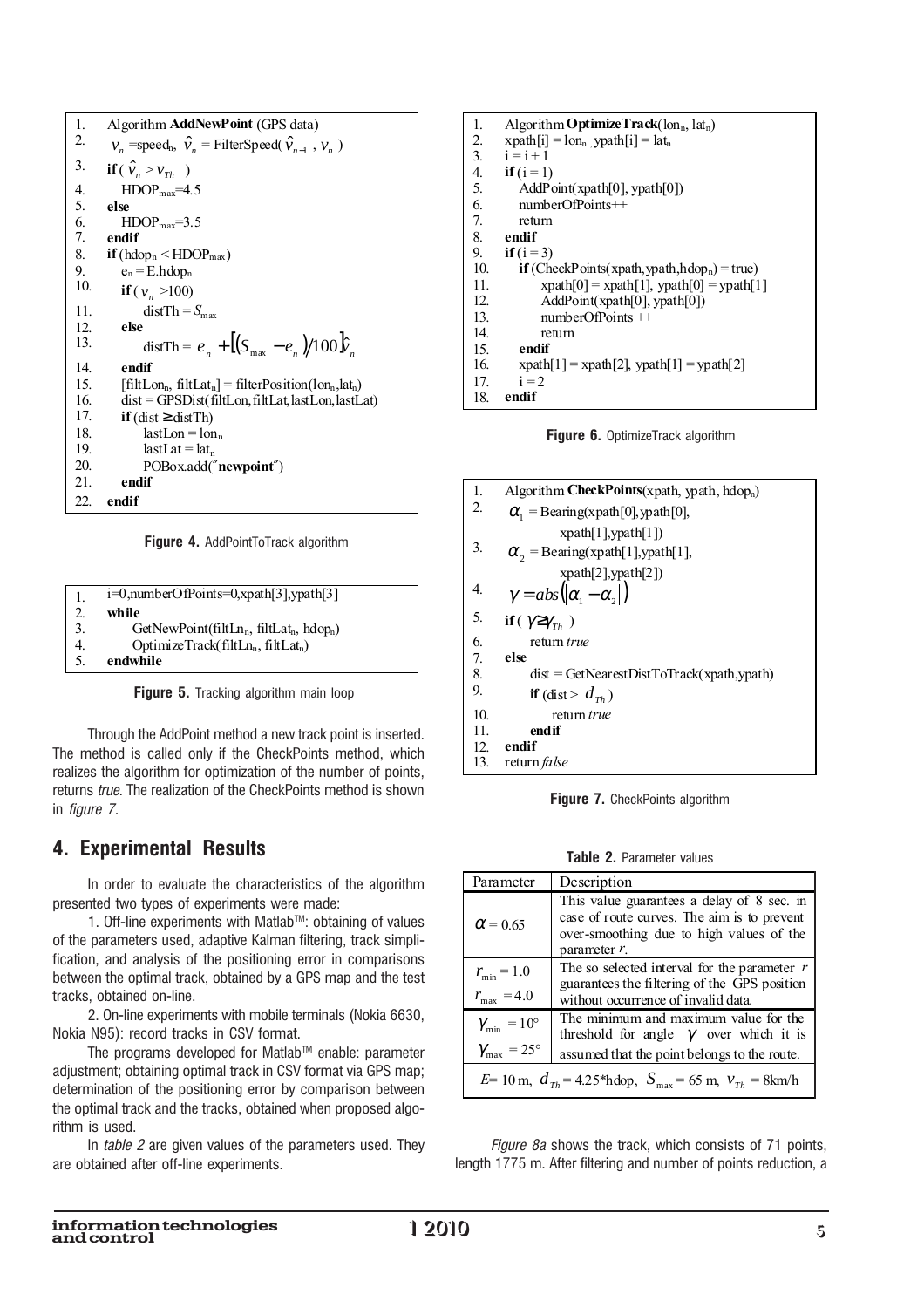```
1.  Algorithm AddNewPoint (GPS data)
2.    v_n = speed_n, v̂_n = FilterSpeed(v̂_{n-1}, v_n)
3.  if ( v̂_n > v_Th )
4.    HDOP_max = 4.5
5.  else
6.    HDOP_max = 3.5
7.  endif
8.  if (hdop_n < HDOP_max)
9.    e_n = E.hdop_n
10.   if ( v_n > 100)
11.     distTh = S_max
12.   else
13.     distTh = e_n + [(S_max − e_n)/100] v̂_n
14.   endif
15.   [filtLon_n, filtLat_n] = filterPosition(lon_n, lat_n)
16.   dist = GPSDist(filtLon, filtLat, lastLon, lastLat)
17.   if (dist ≥ distTh)
18.     lastLon = lon_n
19.     lastLat = lat_n
20.     POBox.add("newpoint")
21.   endif
22. endif
```

**Figure 4.** AddPointToTrack algorithm

```
1. i=0, numberOfPoints=0, xpath[3], ypath[3]
2. while
3.   GetNewPoint(filtLn_n, filtLat_n, hdop_n)
4.   OptimizeTrack(filtLn_n, filtLat_n)
5. endwhile
```

**Figure 5.** Tracking algorithm main loop

Through the AddPoint method a new track point is inserted. The method is called only if the CheckPoints method, which realizes the algorithm for optimization of the number of points, returns *true*. The realization of the CheckPoints method is shown in *figure 7*.

```
1.  Algorithm OptimizeTrack(lon_n, lat_n)
2.  xpath[i] = lon_n, ypath[i] = lat_n
3.  i = i + 1
4.  if (i = 1)
5.    AddPoint(xpath[0], ypath[0])
6.    numberOfPoints++
7.    return
8.  endif
9.  if (i = 3)
10.   if (CheckPoints(xpath, ypath, hdop_n) = true)
11.     xpath[0] = xpath[1], ypath[0] = ypath[1]
12.     AddPoint(xpath[0], ypath[0])
13.     numberOfPoints ++
14.     return
15.   endif
16.   xpath[1] = xpath[2], ypath[1] = ypath[2]
17.   i = 2
18. endif
```

**Figure 6.** OptimizeTrack algorithm

```
1.  Algorithm CheckPoints(xpath, ypath, hdop_n)
2.    α_1 = Bearing(xpath[0], ypath[0],
            xpath[1], ypath[1])
3.    α_2 = Bearing(xpath[1], ypath[1],
            xpath[2], ypath[2])
4.    γ = abs(|α_1 − α_2|)
5.  if ( γ ≥ γ_Th )
6.    return true
7.  else
8.    dist = GetNearestDistToTrack(xpath, ypath)
9.    if (dist > d_Th )
10.     return true
11.   endif
12. endif
13. return false
```

**Figure 7.** CheckPoints algorithm

## 4. Experimental Results

In order to evaluate the characteristics of the algorithm presented two types of experiments were made:

1. Off-line experiments with Matlab™: obtaining of values of the parameters used, adaptive Kalman filtering, track simplification, and analysis of the positioning error in comparisons between the optimal track, obtained by a GPS map and the test tracks, obtained on-line.

2. On-line experiments with mobile terminals (Nokia 6630, Nokia N95): record tracks in CSV format.

The programs developed for Matlab™ enable: parameter adjustment; obtaining optimal track in CSV format via GPS map; determination of the positioning error by comparison between the optimal track and the tracks, obtained when proposed algorithm is used.

In *table 2* are given values of the parameters used. They are obtained after off-line experiments.

**Table 2.** Parameter values

| Parameter | Description |
|---|---|
| $\alpha = 0.65$ | This value guarantees a delay of 8 sec. in case of route curves. The aim is to prevent over-smoothing due to high values of the parameter *r*. |
| $r_{\min} = 1.0$, $r_{\max} = 4.0$ | The so selected interval for the parameter *r* guarantees the filtering of the GPS position without occurrence of invalid data. |
| $\gamma_{\min} = 10°$, $\gamma_{\max} = 25°$ | The minimum and maximum value for the threshold for angle $\gamma$ over which it is assumed that the point belongs to the route. |
| $E$= 10 m, $d_{Th}$ = 4.25*hdop, $S_{\max}$ = 65 m, $v_{Th}$ = 8km/h | |

*Figure 8a* shows the track, which consists of 71 points, length 1775 m. After filtering and number of points reduction, a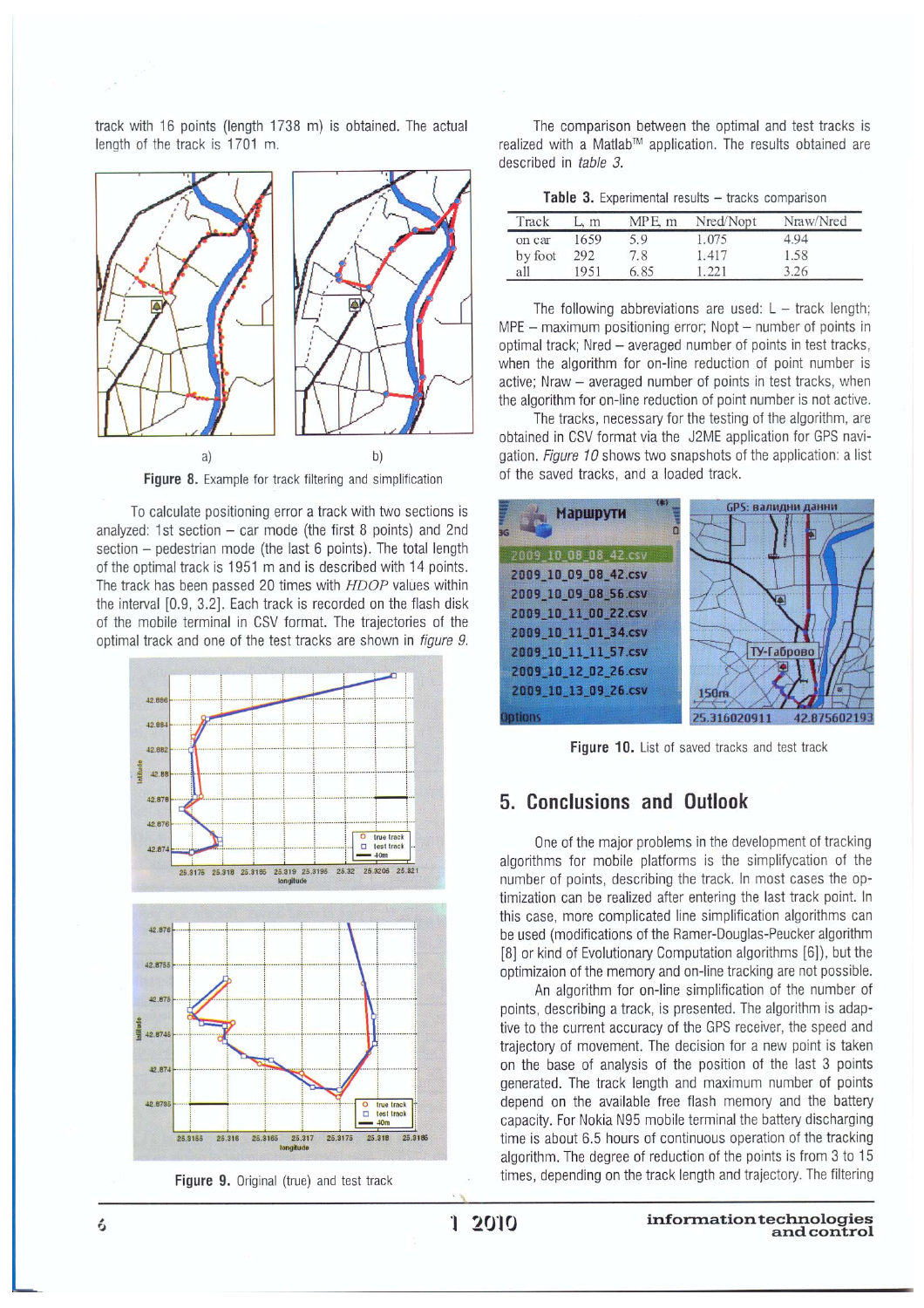track with 16 points (length 1738 m) is obtained. The actual length of the track is 1701 m.

Figure 8. Example for track filtering and simplification

To calculate positioning error a track with two sections is analyzed: 1st section – car mode (the first 8 points) and 2nd section – pedestrian mode (the last 6 points). The total length of the optimal track is 1951 m and is described with 14 points. The track has been passed 20 times with *HDOP* values within the interval [0.9, 3.2]. Each track is recorded on the flash disk of the mobile terminal in CSV format. The trajectories of the optimal track and one of the test tracks are shown in *figure 9*.

Figure 9. Original (true) and test track

The comparison between the optimal and test tracks is realized with a Matlab™ application. The results obtained are described in *table 3*.

**Table 3.** Experimental results – tracks comparison

| Track | L, m | MPE, m | Nred/Nopt | Nraw/Nred |
|---|---|---|---|---|
| on car | 1659 | 5.9 | 1.075 | 4.94 |
| by foot | 292 | 7.8 | 1.417 | 1.58 |
| all | 1951 | 6.85 | 1.221 | 3.26 |

The following abbreviations are used: L – track length; MPE – maximum positioning error; Nopt – number of points in optimal track; Nred – averaged number of points in test tracks, when the algorithm for on-line reduction of point number is active; Nraw – averaged number of points in test tracks, when the algorithm for on-line reduction of point number is not active.

The tracks, necessary for the testing of the algorithm, are obtained in CSV format via the J2ME application for GPS navigation. *Figure 10* shows two snapshots of the application: a list of the saved tracks, and a loaded track.

Figure 10. List of saved tracks and test track

## 5. Conclusions and Outlook

One of the major problems in the development of tracking algorithms for mobile platforms is the simplifycation of the number of points, describing the track. In most cases the optimization can be realized after entering the last track point. In this case, more complicated line simplification algorithms can be used (modifications of the Ramer-Douglas-Peucker algorithm [8] or kind of Evolutionary Computation algorithms [6]), but the optimizaion of the memory and on-line tracking are not possible.

An algorithm for on-line simplification of the number of points, describing a track, is presented. The algorithm is adaptive to the current accuracy of the GPS receiver, the speed and trajectory of movement. The decision for a new point is taken on the base of analysis of the position of the last 3 points generated. The track length and maximum number of points depend on the available free flash memory and the battery capacity. For Nokia N95 mobile terminal the battery discharging time is about 6.5 hours of continuous operation of the tracking algorithm. The degree of reduction of the points is from 3 to 15 times, depending on the track length and trajectory. The filtering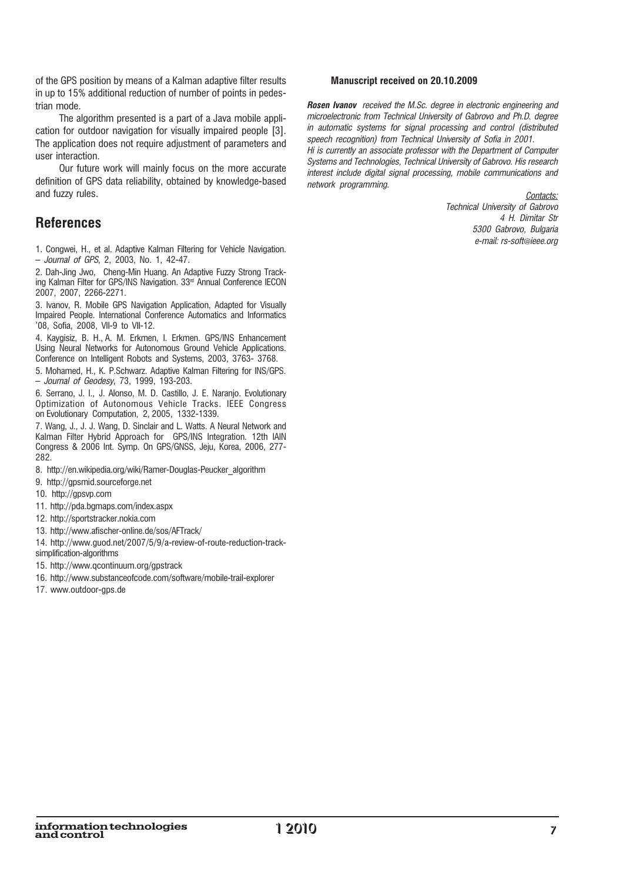of the GPS position by means of a Kalman adaptive filter results in up to 15% additional reduction of number of points in pedestrian mode.

The algorithm presented is a part of a Java mobile application for outdoor navigation for visually impaired people [3]. The application does not require adjustment of parameters and user interaction.

Our future work will mainly focus on the more accurate definition of GPS data reliability, obtained by knowledge-based and fuzzy rules.

## References

1. Congwei, H., et al. Adaptive Kalman Filtering for Vehicle Navigation. – *Journal of GPS*, 2, 2003, No. 1, 42-47.
2. Dah-Jing Jwo, Cheng-Min Huang. An Adaptive Fuzzy Strong Tracking Kalman Filter for GPS/INS Navigation. 33rd Annual Conference IECON 2007, 2007, 2266-2271.
3. Ivanov, R. Mobile GPS Navigation Application, Adapted for Visually Impaired People. International Conference Automatics and Informatics '08, Sofia, 2008, VII-9 to VII-12.
4. Kaygisiz, B. H., A. M. Erkmen, I. Erkmen. GPS/INS Enhancement Using Neural Networks for Autonomous Ground Vehicle Applications. Conference on Intelligent Robots and Systems, 2003, 3763- 3768.
5. Mohamed, H., K. P.Schwarz. Adaptive Kalman Filtering for INS/GPS. – *Journal of Geodesy*, 73, 1999, 193-203.
6. Serrano, J. I., J. Alonso, M. D. Castillo, J. E. Naranjo. Evolutionary Optimization of Autonomous Vehicle Tracks. IEEE Congress on Evolutionary Computation, 2, 2005, 1332-1339.
7. Wang, J., J. J. Wang, D. Sinclair and L. Watts. A Neural Network and Kalman Filter Hybrid Approach for GPS/INS Integration. 12th IAIN Congress & 2006 Int. Symp. On GPS/GNSS, Jeju, Korea, 2006, 277-282.
8. http://en.wikipedia.org/wiki/Ramer-Douglas-Peucker_algorithm
9. http://gpsmid.sourceforge.net
10. http://gpsvp.com
11. http://pda.bgmaps.com/index.aspx
12. http://sportstracker.nokia.com
13. http://www.afischer-online.de/sos/AFTrack/
14. http://www.guod.net/2007/5/9/a-review-of-route-reduction-track-simplification-algorithms
15. http://www.qcontinuum.org/gpstrack
16. http://www.substanceofcode.com/software/mobile-trail-explorer
17. www.outdoor-gps.de

**Manuscript received on 20.10.2009**

***Rosen Ivanov*** *received the M.Sc. degree in electronic engineering and microelectronic from Technical University of Gabrovo and Ph.D. degree in automatic systems for signal processing and control (distributed speech recognition) from Technical University of Sofia in 2001.*
*Hi is currently an associate professor with the Department of Computer Systems and Technologies, Technical University of Gabrovo. His research interest include digital signal processing, mobile communications and network programming.*

*Contacts:*
*Technical University of Gabrovo*
*4 H. Dimitar Str*
*5300 Gabrovo, Bulgaria*
*e-mail: rs-soft@ieee.org*